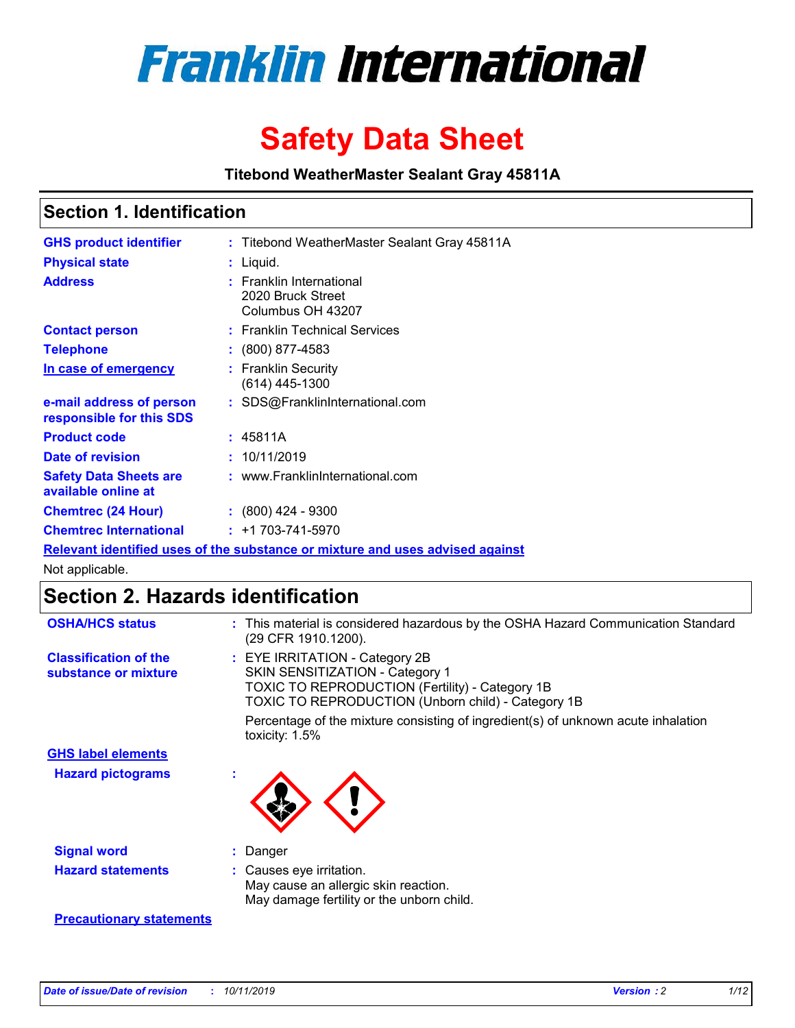# Franklin International

# Safety Data Sheet

**Titebond WeatherMaster Sealant Gray 45811A**

## Section 1. Identification

| | | |
|---|---|---|
| **GHS product identifier** | : | Titebond WeatherMaster Sealant Gray 45811A |
| **Physical state** | : | Liquid. |
| **Address** | : | Franklin International<br>2020 Bruck Street<br>Columbus OH 43207 |
| **Contact person** | : | Franklin Technical Services |
| **Telephone** | : | (800) 877-4583 |
| **In case of emergency** | : | Franklin Security<br>(614) 445-1300 |
| **e-mail address of person responsible for this SDS** | : | SDS@FranklinInternational.com |
| **Product code** | : | 45811A |
| **Date of revision** | : | 10/11/2019 |
| **Safety Data Sheets are available online at** | : | www.FranklinInternational.com |
| **Chemtrec (24 Hour)** | : | (800) 424 - 9300 |
| **Chemtrec International** | : | +1 703-741-5970 |

**Relevant identified uses of the substance or mixture and uses advised against**

Not applicable.

## Section 2. Hazards identification

| | | |
|---|---|---|
| **OSHA/HCS status** | : | This material is considered hazardous by the OSHA Hazard Communication Standard (29 CFR 1910.1200). |
| **Classification of the substance or mixture** | : | EYE IRRITATION - Category 2B<br>SKIN SENSITIZATION - Category 1<br>TOXIC TO REPRODUCTION (Fertility) - Category 1B<br>TOXIC TO REPRODUCTION (Unborn child) - Category 1B<br><br>Percentage of the mixture consisting of ingredient(s) of unknown acute inhalation toxicity: 1.5% |

**GHS label elements**

| | | |
|---|---|---|
| **Hazard pictograms** | : | |
| **Signal word** | : | Danger |
| **Hazard statements** | : | Causes eye irritation.<br>May cause an allergic skin reaction.<br>May damage fertility or the unborn child. |

**Precautionary statements**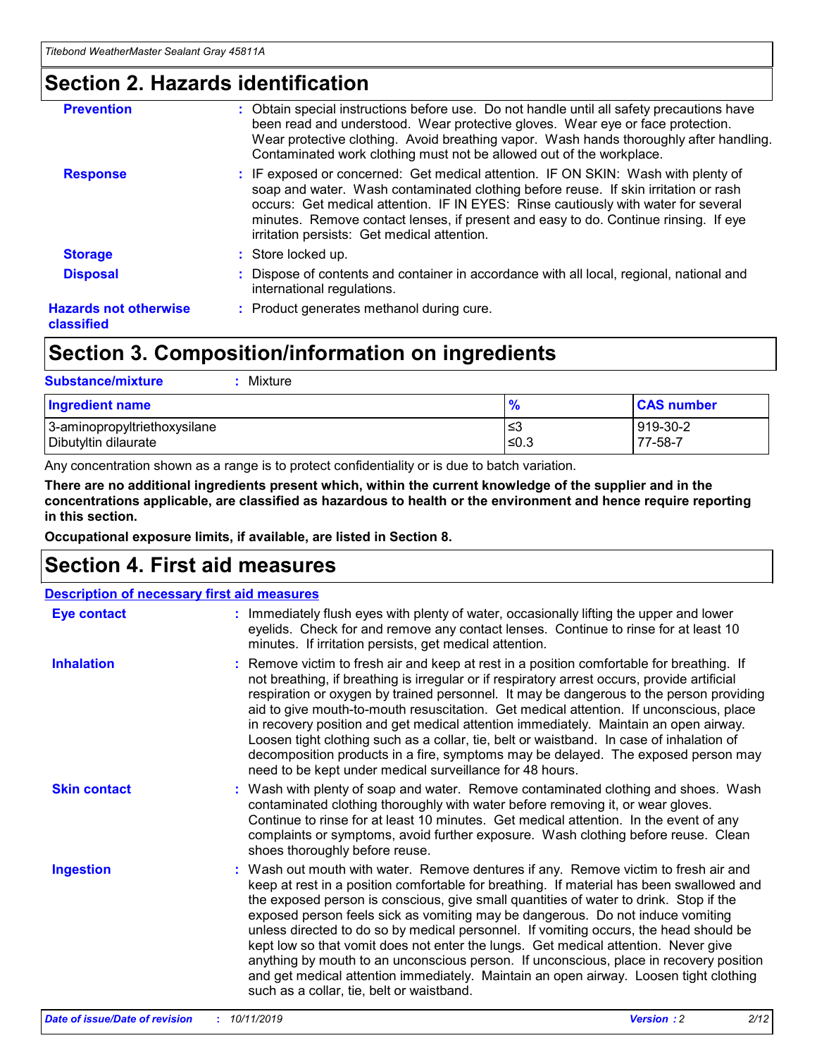## Section 2. Hazards identification

**Prevention** : Obtain special instructions before use. Do not handle until all safety precautions have been read and understood. Wear protective gloves. Wear eye or face protection. Wear protective clothing. Avoid breathing vapor. Wash hands thoroughly after handling. Contaminated work clothing must not be allowed out of the workplace.

**Response** : IF exposed or concerned: Get medical attention. IF ON SKIN: Wash with plenty of soap and water. Wash contaminated clothing before reuse. If skin irritation or rash occurs: Get medical attention. IF IN EYES: Rinse cautiously with water for several minutes. Remove contact lenses, if present and easy to do. Continue rinsing. If eye irritation persists: Get medical attention.

**Storage** : Store locked up.

**Disposal** : Dispose of contents and container in accordance with all local, regional, national and international regulations.

**Hazards not otherwise classified** : Product generates methanol during cure.

## Section 3. Composition/information on ingredients

**Substance/mixture** : Mixture

| Ingredient name | % | CAS number |
|---|---|---|
| 3-aminopropyltriethoxysilane | ≤3 | 919-30-2 |
| Dibutyltin dilaurate | ≤0.3 | 77-58-7 |

Any concentration shown as a range is to protect confidentiality or is due to batch variation.

**There are no additional ingredients present which, within the current knowledge of the supplier and in the concentrations applicable, are classified as hazardous to health or the environment and hence require reporting in this section.**

**Occupational exposure limits, if available, are listed in Section 8.**

## Section 4. First aid measures

**Description of necessary first aid measures**

**Eye contact** : Immediately flush eyes with plenty of water, occasionally lifting the upper and lower eyelids. Check for and remove any contact lenses. Continue to rinse for at least 10 minutes. If irritation persists, get medical attention.

**Inhalation** : Remove victim to fresh air and keep at rest in a position comfortable for breathing. If not breathing, if breathing is irregular or if respiratory arrest occurs, provide artificial respiration or oxygen by trained personnel. It may be dangerous to the person providing aid to give mouth-to-mouth resuscitation. Get medical attention. If unconscious, place in recovery position and get medical attention immediately. Maintain an open airway. Loosen tight clothing such as a collar, tie, belt or waistband. In case of inhalation of decomposition products in a fire, symptoms may be delayed. The exposed person may need to be kept under medical surveillance for 48 hours.

**Skin contact** : Wash with plenty of soap and water. Remove contaminated clothing and shoes. Wash contaminated clothing thoroughly with water before removing it, or wear gloves. Continue to rinse for at least 10 minutes. Get medical attention. In the event of any complaints or symptoms, avoid further exposure. Wash clothing before reuse. Clean shoes thoroughly before reuse.

**Ingestion** : Wash out mouth with water. Remove dentures if any. Remove victim to fresh air and keep at rest in a position comfortable for breathing. If material has been swallowed and the exposed person is conscious, give small quantities of water to drink. Stop if the exposed person feels sick as vomiting may be dangerous. Do not induce vomiting unless directed to do so by medical personnel. If vomiting occurs, the head should be kept low so that vomit does not enter the lungs. Get medical attention. Never give anything by mouth to an unconscious person. If unconscious, place in recovery position and get medical attention immediately. Maintain an open airway. Loosen tight clothing such as a collar, tie, belt or waistband.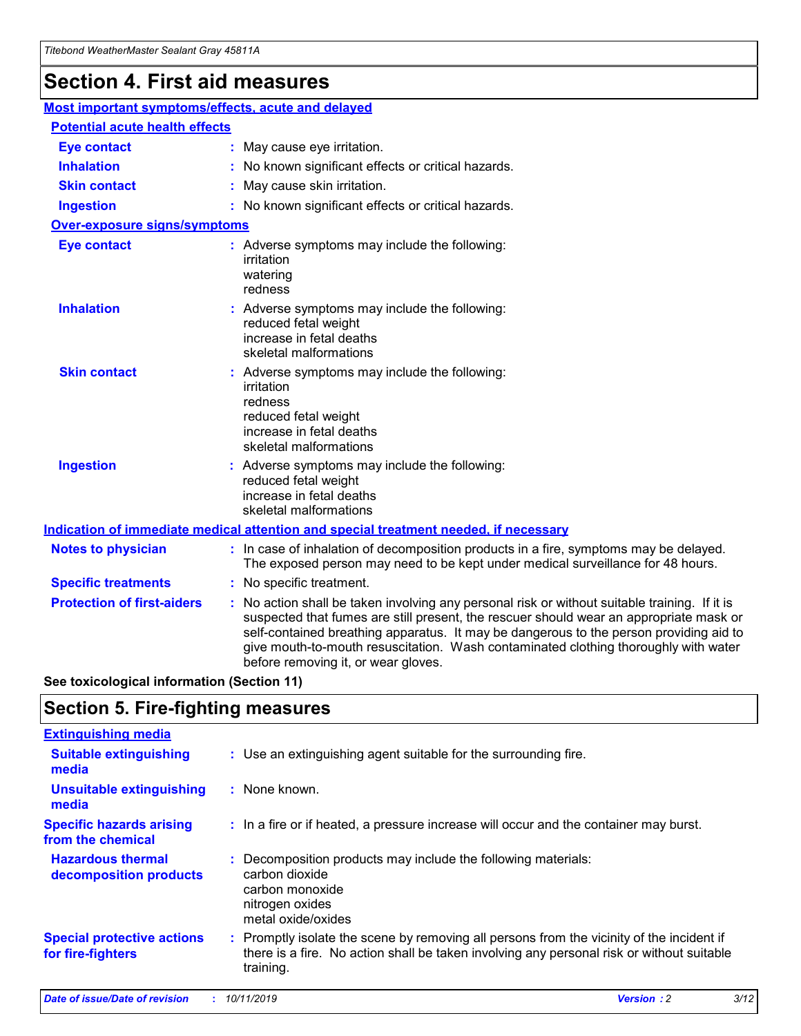# Section 4. First aid measures

## Most important symptoms/effects, acute and delayed

### Potential acute health effects

| | |
|---|---|
| **Eye contact** | : May cause eye irritation. |
| **Inhalation** | : No known significant effects or critical hazards. |
| **Skin contact** | : May cause skin irritation. |
| **Ingestion** | : No known significant effects or critical hazards. |

### Over-exposure signs/symptoms

| | |
|---|---|
| **Eye contact** | : Adverse symptoms may include the following:<br>irritation<br>watering<br>redness |
| **Inhalation** | : Adverse symptoms may include the following:<br>reduced fetal weight<br>increase in fetal deaths<br>skeletal malformations |
| **Skin contact** | : Adverse symptoms may include the following:<br>irritation<br>redness<br>reduced fetal weight<br>increase in fetal deaths<br>skeletal malformations |
| **Ingestion** | : Adverse symptoms may include the following:<br>reduced fetal weight<br>increase in fetal deaths<br>skeletal malformations |

## Indication of immediate medical attention and special treatment needed, if necessary

| | |
|---|---|
| **Notes to physician** | : In case of inhalation of decomposition products in a fire, symptoms may be delayed. The exposed person may need to be kept under medical surveillance for 48 hours. |
| **Specific treatments** | : No specific treatment. |
| **Protection of first-aiders** | : No action shall be taken involving any personal risk or without suitable training. If it is suspected that fumes are still present, the rescuer should wear an appropriate mask or self-contained breathing apparatus. It may be dangerous to the person providing aid to give mouth-to-mouth resuscitation. Wash contaminated clothing thoroughly with water before removing it, or wear gloves. |

**See toxicological information (Section 11)**

# Section 5. Fire-fighting measures

## Extinguishing media

| | |
|---|---|
| **Suitable extinguishing media** | : Use an extinguishing agent suitable for the surrounding fire. |
| **Unsuitable extinguishing media** | : None known. |
| **Specific hazards arising from the chemical** | : In a fire or if heated, a pressure increase will occur and the container may burst. |
| **Hazardous thermal decomposition products** | : Decomposition products may include the following materials:<br>carbon dioxide<br>carbon monoxide<br>nitrogen oxides<br>metal oxide/oxides |
| **Special protective actions for fire-fighters** | : Promptly isolate the scene by removing all persons from the vicinity of the incident if there is a fire. No action shall be taken involving any personal risk or without suitable training. |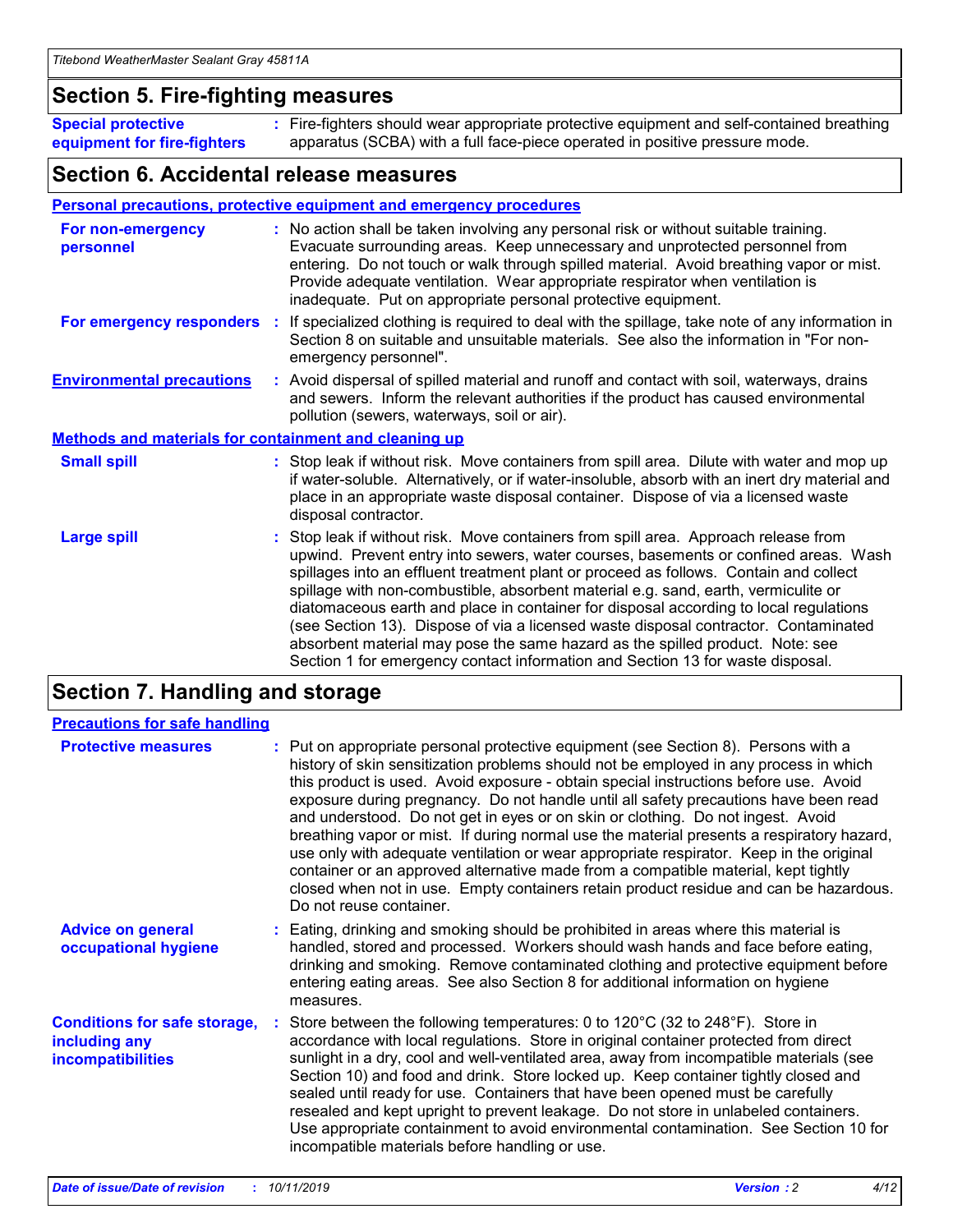## Section 5. Fire-fighting measures

**Special protective equipment for fire-fighters** : Fire-fighters should wear appropriate protective equipment and self-contained breathing apparatus (SCBA) with a full face-piece operated in positive pressure mode.

## Section 6. Accidental release measures

**Personal precautions, protective equipment and emergency procedures**

**For non-emergency personnel** : No action shall be taken involving any personal risk or without suitable training. Evacuate surrounding areas. Keep unnecessary and unprotected personnel from entering. Do not touch or walk through spilled material. Avoid breathing vapor or mist. Provide adequate ventilation. Wear appropriate respirator when ventilation is inadequate. Put on appropriate personal protective equipment.

**For emergency responders** : If specialized clothing is required to deal with the spillage, take note of any information in Section 8 on suitable and unsuitable materials. See also the information in "For non-emergency personnel".

**Environmental precautions** : Avoid dispersal of spilled material and runoff and contact with soil, waterways, drains and sewers. Inform the relevant authorities if the product has caused environmental pollution (sewers, waterways, soil or air).

**Methods and materials for containment and cleaning up**

**Small spill** : Stop leak if without risk. Move containers from spill area. Dilute with water and mop up if water-soluble. Alternatively, or if water-insoluble, absorb with an inert dry material and place in an appropriate waste disposal container. Dispose of via a licensed waste disposal contractor.

**Large spill** : Stop leak if without risk. Move containers from spill area. Approach release from upwind. Prevent entry into sewers, water courses, basements or confined areas. Wash spillages into an effluent treatment plant or proceed as follows. Contain and collect spillage with non-combustible, absorbent material e.g. sand, earth, vermiculite or diatomaceous earth and place in container for disposal according to local regulations (see Section 13). Dispose of via a licensed waste disposal contractor. Contaminated absorbent material may pose the same hazard as the spilled product. Note: see Section 1 for emergency contact information and Section 13 for waste disposal.

## Section 7. Handling and storage

**Precautions for safe handling**

**Protective measures** : Put on appropriate personal protective equipment (see Section 8). Persons with a history of skin sensitization problems should not be employed in any process in which this product is used. Avoid exposure - obtain special instructions before use. Avoid exposure during pregnancy. Do not handle until all safety precautions have been read and understood. Do not get in eyes or on skin or clothing. Do not ingest. Avoid breathing vapor or mist. If during normal use the material presents a respiratory hazard, use only with adequate ventilation or wear appropriate respirator. Keep in the original container or an approved alternative made from a compatible material, kept tightly closed when not in use. Empty containers retain product residue and can be hazardous. Do not reuse container.

**Advice on general occupational hygiene** : Eating, drinking and smoking should be prohibited in areas where this material is handled, stored and processed. Workers should wash hands and face before eating, drinking and smoking. Remove contaminated clothing and protective equipment before entering eating areas. See also Section 8 for additional information on hygiene measures.

**Conditions for safe storage, including any incompatibilities** : Store between the following temperatures: 0 to 120°C (32 to 248°F). Store in accordance with local regulations. Store in original container protected from direct sunlight in a dry, cool and well-ventilated area, away from incompatible materials (see Section 10) and food and drink. Store locked up. Keep container tightly closed and sealed until ready for use. Containers that have been opened must be carefully resealed and kept upright to prevent leakage. Do not store in unlabeled containers. Use appropriate containment to avoid environmental contamination. See Section 10 for incompatible materials before handling or use.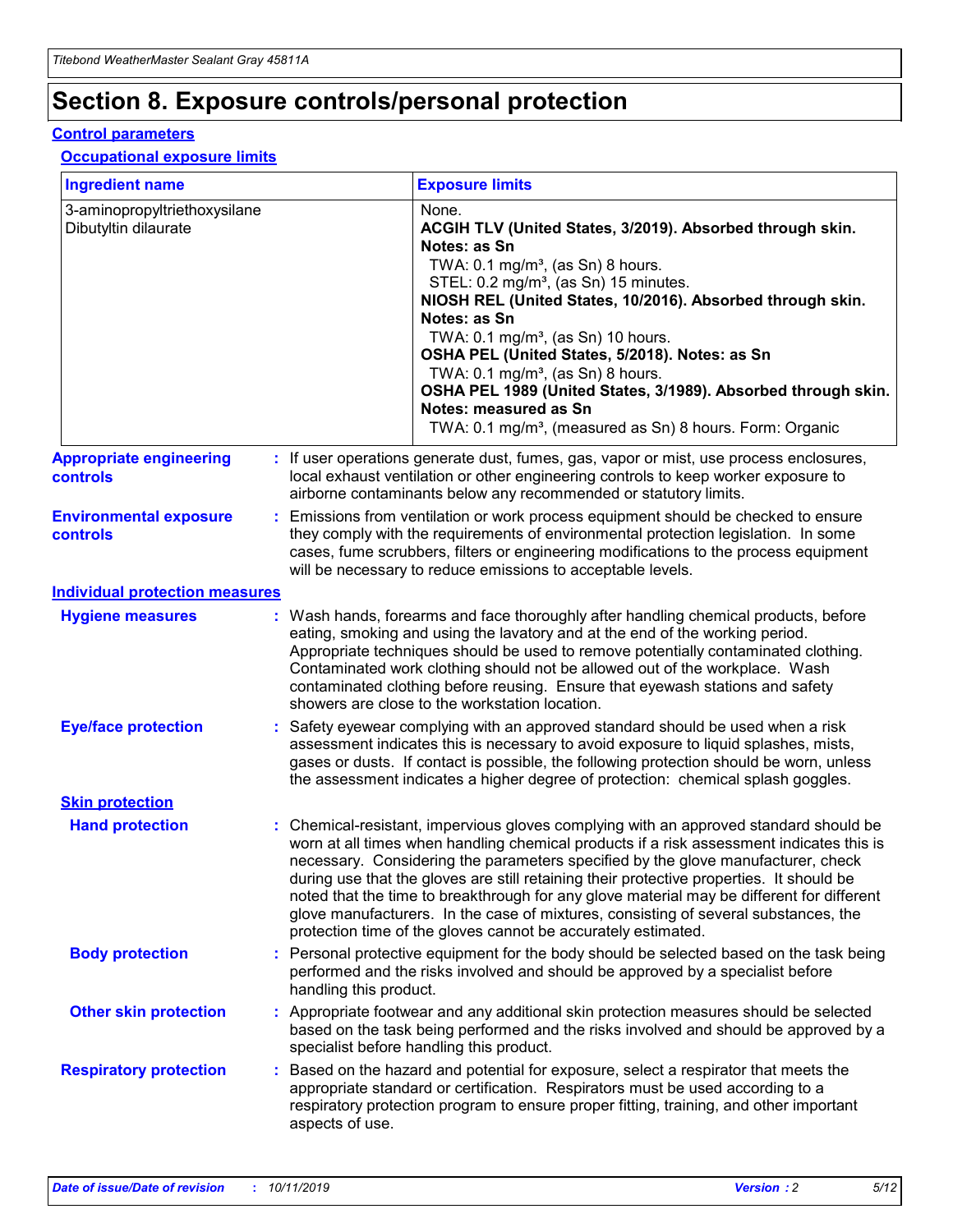# Section 8. Exposure controls/personal protection

## Control parameters

### Occupational exposure limits

| Ingredient name | Exposure limits |
| --- | --- |
| 3-aminopropyltriethoxysilane<br>Dibutyltin dilaurate | None.<br>**ACGIH TLV (United States, 3/2019). Absorbed through skin. Notes: as Sn**<br>TWA: 0.1 mg/m³, (as Sn) 8 hours.<br>STEL: 0.2 mg/m³, (as Sn) 15 minutes.<br>**NIOSH REL (United States, 10/2016). Absorbed through skin. Notes: as Sn**<br>TWA: 0.1 mg/m³, (as Sn) 10 hours.<br>**OSHA PEL (United States, 5/2018). Notes: as Sn**<br>TWA: 0.1 mg/m³, (as Sn) 8 hours.<br>**OSHA PEL 1989 (United States, 3/1989). Absorbed through skin. Notes: measured as Sn**<br>TWA: 0.1 mg/m³, (measured as Sn) 8 hours. Form: Organic |

**Appropriate engineering controls** : If user operations generate dust, fumes, gas, vapor or mist, use process enclosures, local exhaust ventilation or other engineering controls to keep worker exposure to airborne contaminants below any recommended or statutory limits.

**Environmental exposure controls** : Emissions from ventilation or work process equipment should be checked to ensure they comply with the requirements of environmental protection legislation. In some cases, fume scrubbers, filters or engineering modifications to the process equipment will be necessary to reduce emissions to acceptable levels.

## Individual protection measures

**Hygiene measures** : Wash hands, forearms and face thoroughly after handling chemical products, before eating, smoking and using the lavatory and at the end of the working period. Appropriate techniques should be used to remove potentially contaminated clothing. Contaminated work clothing should not be allowed out of the workplace. Wash contaminated clothing before reusing. Ensure that eyewash stations and safety showers are close to the workstation location.

**Eye/face protection** : Safety eyewear complying with an approved standard should be used when a risk assessment indicates this is necessary to avoid exposure to liquid splashes, mists, gases or dusts. If contact is possible, the following protection should be worn, unless the assessment indicates a higher degree of protection: chemical splash goggles.

### Skin protection

**Hand protection** : Chemical-resistant, impervious gloves complying with an approved standard should be worn at all times when handling chemical products if a risk assessment indicates this is necessary. Considering the parameters specified by the glove manufacturer, check during use that the gloves are still retaining their protective properties. It should be noted that the time to breakthrough for any glove material may be different for different glove manufacturers. In the case of mixtures, consisting of several substances, the protection time of the gloves cannot be accurately estimated.

**Body protection** : Personal protective equipment for the body should be selected based on the task being performed and the risks involved and should be approved by a specialist before handling this product.

**Other skin protection** : Appropriate footwear and any additional skin protection measures should be selected based on the task being performed and the risks involved and should be approved by a specialist before handling this product.

**Respiratory protection** : Based on the hazard and potential for exposure, select a respirator that meets the appropriate standard or certification. Respirators must be used according to a respiratory protection program to ensure proper fitting, training, and other important aspects of use.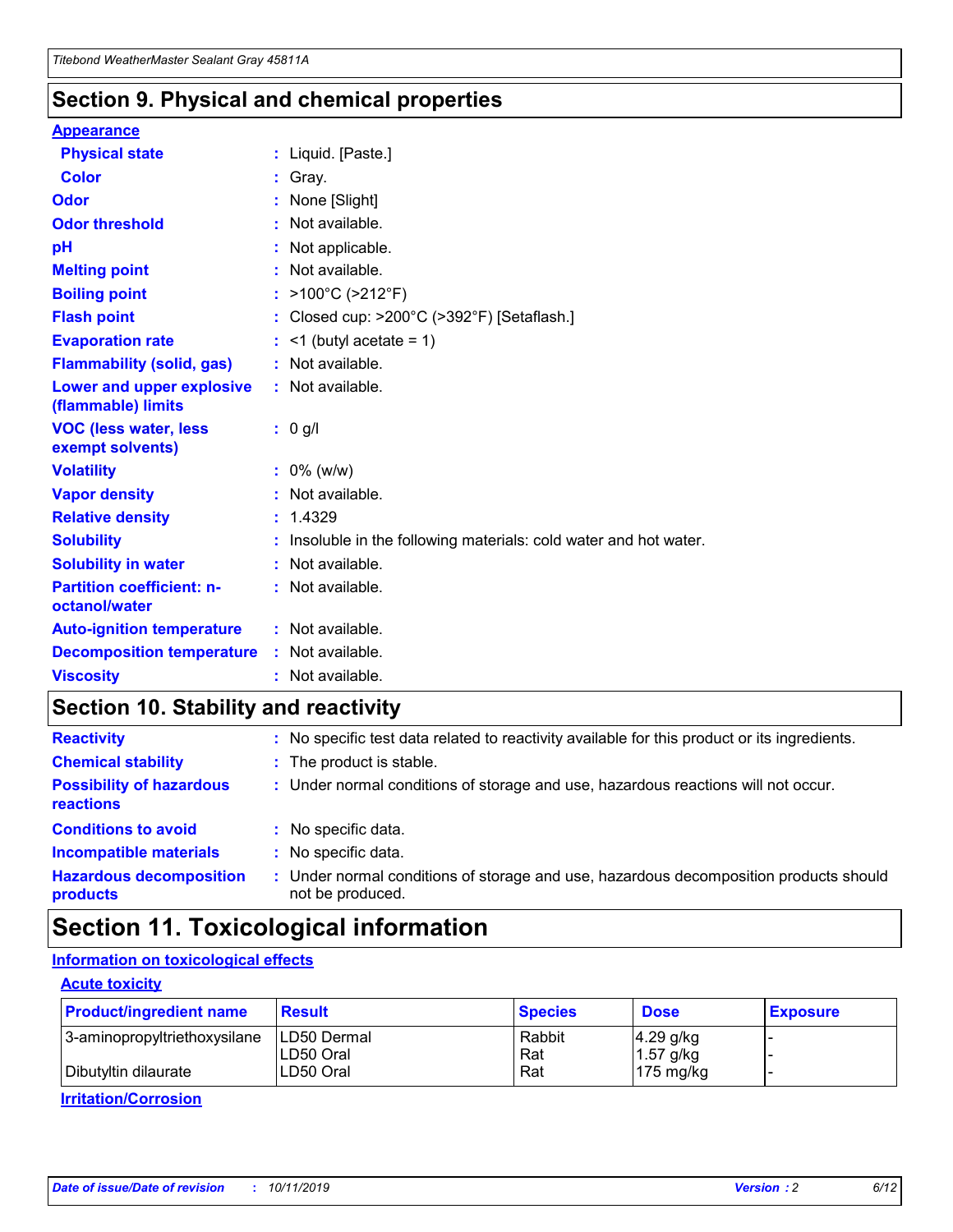## Section 9. Physical and chemical properties

**Appearance**

| | | |
|---|---|---|
| **Physical state** | : | Liquid. [Paste.] |
| **Color** | : | Gray. |
| **Odor** | : | None [Slight] |
| **Odor threshold** | : | Not available. |
| **pH** | : | Not applicable. |
| **Melting point** | : | Not available. |
| **Boiling point** | : | >100°C (>212°F) |
| **Flash point** | : | Closed cup: >200°C (>392°F) [Setaflash.] |
| **Evaporation rate** | : | <1 (butyl acetate = 1) |
| **Flammability (solid, gas)** | : | Not available. |
| **Lower and upper explosive (flammable) limits** | : | Not available. |
| **VOC (less water, less exempt solvents)** | : | 0 g/l |
| **Volatility** | : | 0% (w/w) |
| **Vapor density** | : | Not available. |
| **Relative density** | : | 1.4329 |
| **Solubility** | : | Insoluble in the following materials: cold water and hot water. |
| **Solubility in water** | : | Not available. |
| **Partition coefficient: n-octanol/water** | : | Not available. |
| **Auto-ignition temperature** | : | Not available. |
| **Decomposition temperature** | : | Not available. |
| **Viscosity** | : | Not available. |

## Section 10. Stability and reactivity

| | | |
|---|---|---|
| **Reactivity** | : | No specific test data related to reactivity available for this product or its ingredients. |
| **Chemical stability** | : | The product is stable. |
| **Possibility of hazardous reactions** | : | Under normal conditions of storage and use, hazardous reactions will not occur. |
| **Conditions to avoid** | : | No specific data. |
| **Incompatible materials** | : | No specific data. |
| **Hazardous decomposition products** | : | Under normal conditions of storage and use, hazardous decomposition products should not be produced. |

## Section 11. Toxicological information

**Information on toxicological effects**

**Acute toxicity**

| Product/ingredient name | Result | Species | Dose | Exposure |
|---|---|---|---|---|
| 3-aminopropyltriethoxysilane | LD50 Dermal | Rabbit | 4.29 g/kg | - |
| | LD50 Oral | Rat | 1.57 g/kg | - |
| Dibutyltin dilaurate | LD50 Oral | Rat | 175 mg/kg | - |

**Irritation/Corrosion**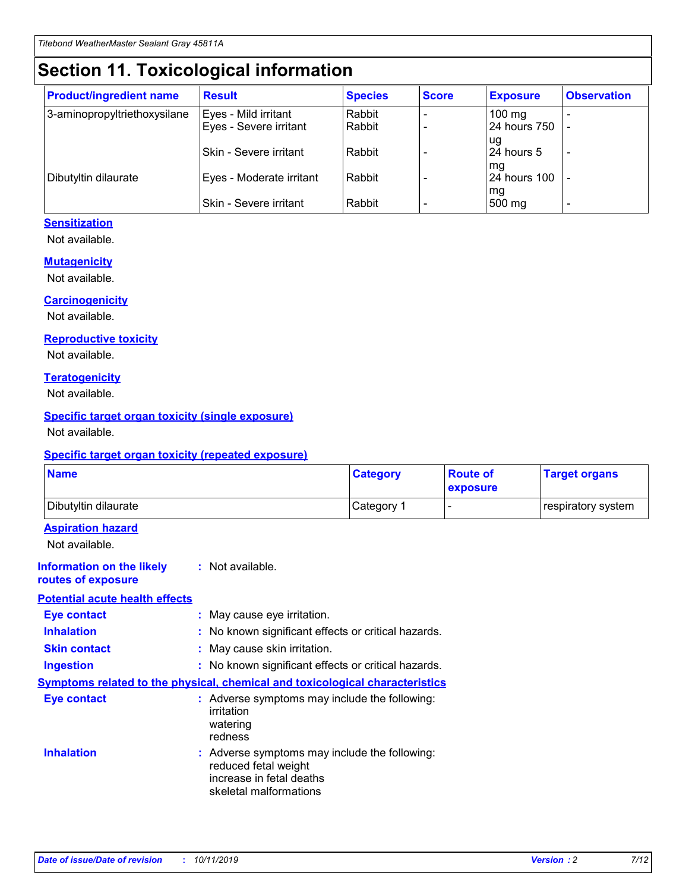# Section 11. Toxicological information

| Product/ingredient name | Result | Species | Score | Exposure | Observation |
|---|---|---|---|---|---|
| 3-aminopropyltriethoxysilane | Eyes - Mild irritant | Rabbit | - | 100 mg | - |
| | Eyes - Severe irritant | Rabbit | - | 24 hours 750 ug | - |
| | Skin - Severe irritant | Rabbit | - | 24 hours 5 mg | - |
| Dibutyltin dilaurate | Eyes - Moderate irritant | Rabbit | - | 24 hours 100 mg | - |
| | Skin - Severe irritant | Rabbit | - | 500 mg | - |

### Sensitization

Not available.

### Mutagenicity

Not available.

### Carcinogenicity

Not available.

### Reproductive toxicity

Not available.

### Teratogenicity

Not available.

### Specific target organ toxicity (single exposure)

Not available.

### Specific target organ toxicity (repeated exposure)

| Name | Category | Route of exposure | Target organs |
|---|---|---|---|
| Dibutyltin dilaurate | Category 1 | - | respiratory system |

### Aspiration hazard

Not available.

**Information on the likely routes of exposure** : Not available.

### Potential acute health effects

**Eye contact** : May cause eye irritation.

**Inhalation** : No known significant effects or critical hazards.

**Skin contact** : May cause skin irritation.

**Ingestion** : No known significant effects or critical hazards.

### Symptoms related to the physical, chemical and toxicological characteristics

**Eye contact** : Adverse symptoms may include the following:
irritation
watering
redness

**Inhalation** : Adverse symptoms may include the following:
reduced fetal weight
increase in fetal deaths
skeletal malformations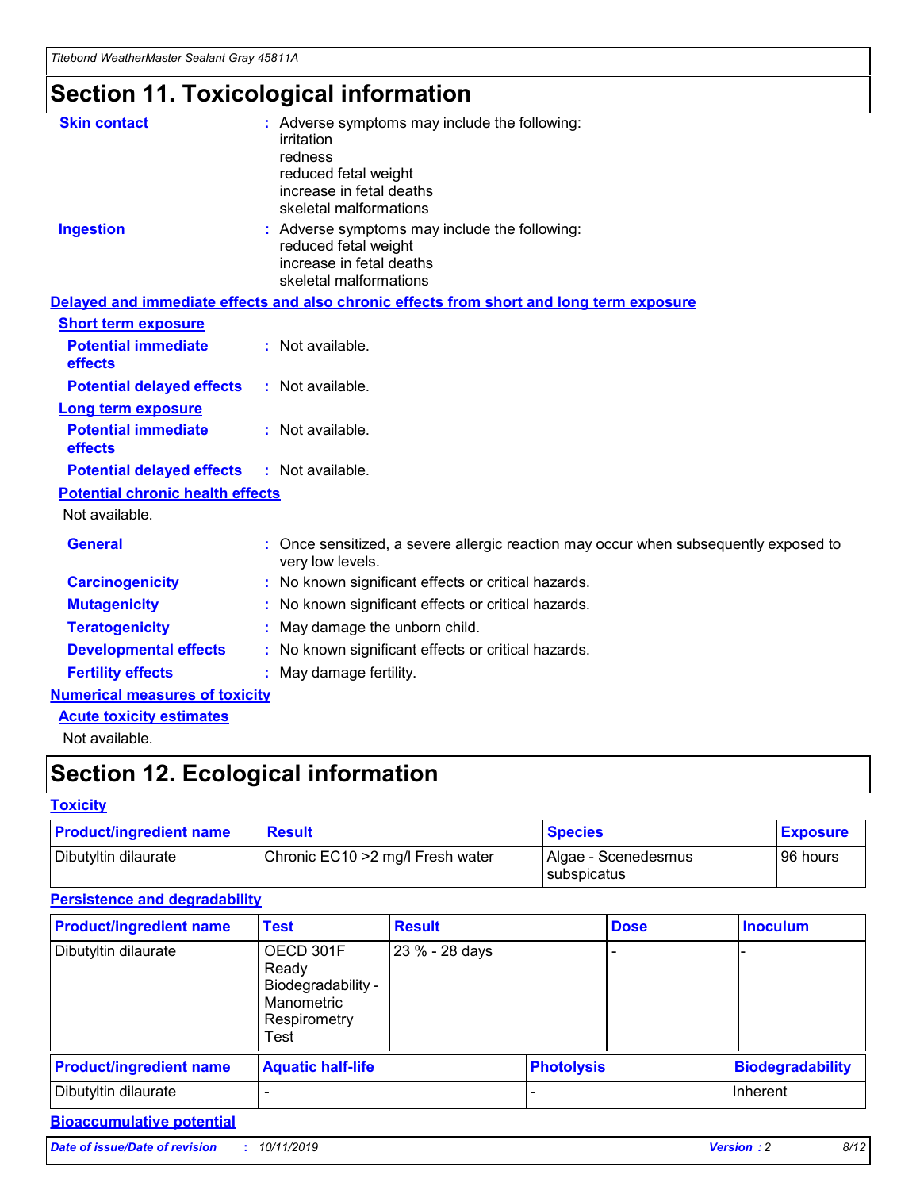# Section 11. Toxicological information

**Skin contact** : Adverse symptoms may include the following:
irritation
redness
reduced fetal weight
increase in fetal deaths
skeletal malformations

**Ingestion** : Adverse symptoms may include the following:
reduced fetal weight
increase in fetal deaths
skeletal malformations

**Delayed and immediate effects and also chronic effects from short and long term exposure**

**Short term exposure**

**Potential immediate effects** : Not available.

**Potential delayed effects** : Not available.

**Long term exposure**

**Potential immediate effects** : Not available.

**Potential delayed effects** : Not available.

**Potential chronic health effects**

Not available.

**General** : Once sensitized, a severe allergic reaction may occur when subsequently exposed to very low levels.

**Carcinogenicity** : No known significant effects or critical hazards.

**Mutagenicity** : No known significant effects or critical hazards.

**Teratogenicity** : May damage the unborn child.

**Developmental effects** : No known significant effects or critical hazards.

**Fertility effects** : May damage fertility.

**Numerical measures of toxicity**

**Acute toxicity estimates**

Not available.

# Section 12. Ecological information

**Toxicity**

| Product/ingredient name | Result | Species | Exposure |
| --- | --- | --- | --- |
| Dibutyltin dilaurate | Chronic EC10 >2 mg/l Fresh water | Algae - Scenedesmus subspicatus | 96 hours |

**Persistence and degradability**

| Product/ingredient name | Test | Result | Dose | Inoculum |
| --- | --- | --- | --- | --- |
| Dibutyltin dilaurate | OECD 301F Ready Biodegradability - Manometric Respirometry Test | 23 % - 28 days | - | - |

| Product/ingredient name | Aquatic half-life | Photolysis | Biodegradability |
| --- | --- | --- | --- |
| Dibutyltin dilaurate | - | - | Inherent |

**Bioaccumulative potential**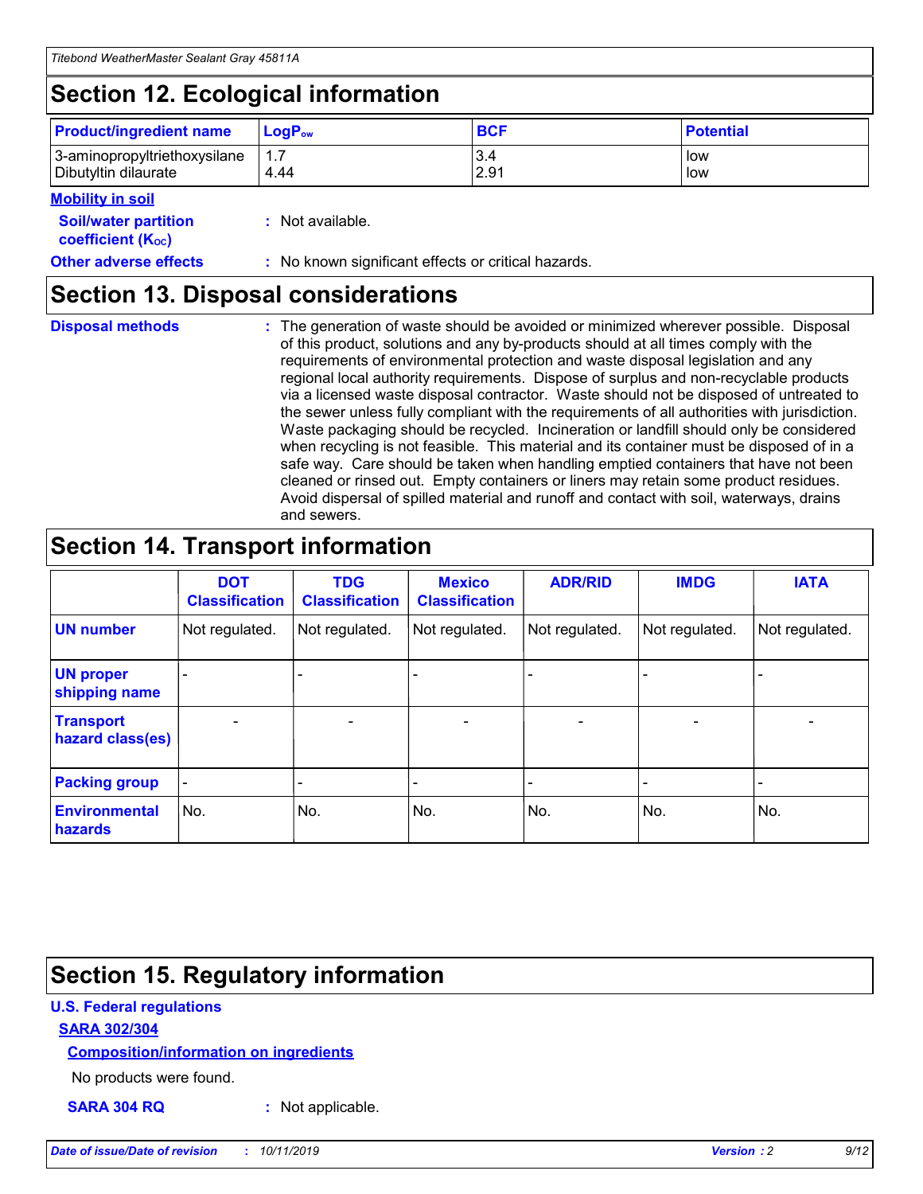## Section 12. Ecological information

| Product/ingredient name | $LogP_{ow}$ | BCF | Potential |
|---|---|---|---|
| 3-aminopropyltriethoxysilane | 1.7 | 3.4 | low |
| Dibutyltin dilaurate | 4.44 | 2.91 | low |

**Mobility in soil**

**Soil/water partition coefficient ($K_{OC}$)** : Not available.

**Other adverse effects** : No known significant effects or critical hazards.

## Section 13. Disposal considerations

**Disposal methods** : The generation of waste should be avoided or minimized wherever possible. Disposal of this product, solutions and any by-products should at all times comply with the requirements of environmental protection and waste disposal legislation and any regional local authority requirements. Dispose of surplus and non-recyclable products via a licensed waste disposal contractor. Waste should not be disposed of untreated to the sewer unless fully compliant with the requirements of all authorities with jurisdiction. Waste packaging should be recycled. Incineration or landfill should only be considered when recycling is not feasible. This material and its container must be disposed of in a safe way. Care should be taken when handling emptied containers that have not been cleaned or rinsed out. Empty containers or liners may retain some product residues. Avoid dispersal of spilled material and runoff and contact with soil, waterways, drains and sewers.

## Section 14. Transport information

| | DOT Classification | TDG Classification | Mexico Classification | ADR/RID | IMDG | IATA |
|---|---|---|---|---|---|---|
| UN number | Not regulated. | Not regulated. | Not regulated. | Not regulated. | Not regulated. | Not regulated. |
| UN proper shipping name | - | - | - | - | - | - |
| Transport hazard class(es) | - | - | - | - | - | - |
| Packing group | - | - | - | - | - | - |
| Environmental hazards | No. | No. | No. | No. | No. | No. |

## Section 15. Regulatory information

**U.S. Federal regulations**

**SARA 302/304**

**Composition/information on ingredients**

No products were found.

**SARA 304 RQ** : Not applicable.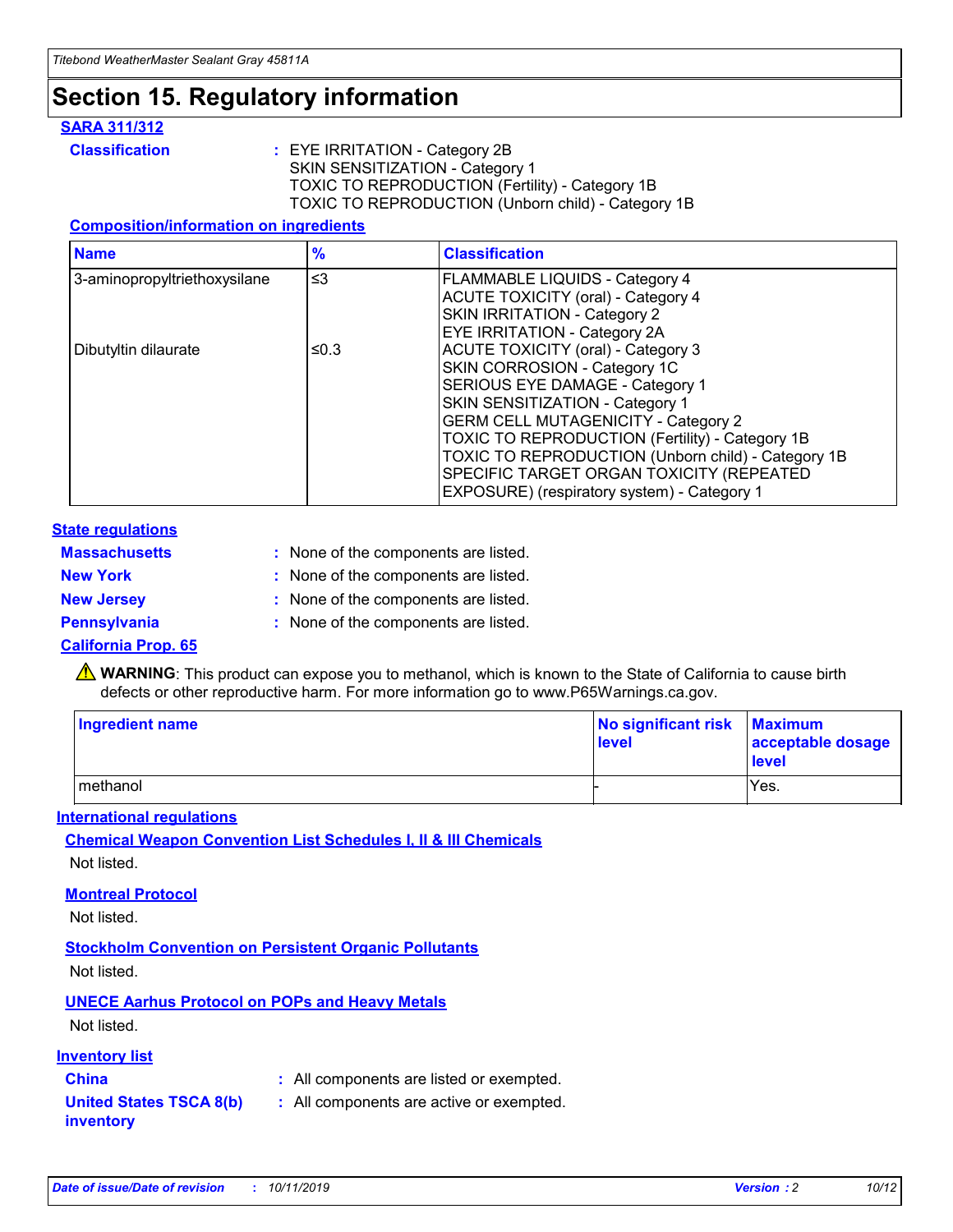# Section 15. Regulatory information

## SARA 311/312

**Classification** : EYE IRRITATION - Category 2B
SKIN SENSITIZATION - Category 1
TOXIC TO REPRODUCTION (Fertility) - Category 1B
TOXIC TO REPRODUCTION (Unborn child) - Category 1B

### Composition/information on ingredients

| Name | % | Classification |
| --- | --- | --- |
| 3-aminopropyltriethoxysilane | ≤3 | FLAMMABLE LIQUIDS - Category 4<br>ACUTE TOXICITY (oral) - Category 4<br>SKIN IRRITATION - Category 2<br>EYE IRRITATION - Category 2A |
| Dibutyltin dilaurate | ≤0.3 | ACUTE TOXICITY (oral) - Category 3<br>SKIN CORROSION - Category 1C<br>SERIOUS EYE DAMAGE - Category 1<br>SKIN SENSITIZATION - Category 1<br>GERM CELL MUTAGENICITY - Category 2<br>TOXIC TO REPRODUCTION (Fertility) - Category 1B<br>TOXIC TO REPRODUCTION (Unborn child) - Category 1B<br>SPECIFIC TARGET ORGAN TOXICITY (REPEATED EXPOSURE) (respiratory system) - Category 1 |

## State regulations

**Massachusetts** : None of the components are listed.

**New York** : None of the components are listed.

**New Jersey** : None of the components are listed.

**Pennsylvania** : None of the components are listed.

## California Prop. 65

⚠ **WARNING**: This product can expose you to methanol, which is known to the State of California to cause birth defects or other reproductive harm. For more information go to www.P65Warnings.ca.gov.

| Ingredient name | No significant risk level | Maximum acceptable dosage level |
| --- | --- | --- |
| methanol | - | Yes. |

## International regulations

### Chemical Weapon Convention List Schedules I, II & III Chemicals

Not listed.

### Montreal Protocol

Not listed.

### Stockholm Convention on Persistent Organic Pollutants

Not listed.

### UNECE Aarhus Protocol on POPs and Heavy Metals

Not listed.

## Inventory list

**China** : All components are listed or exempted.

**United States TSCA 8(b) inventory** : All components are active or exempted.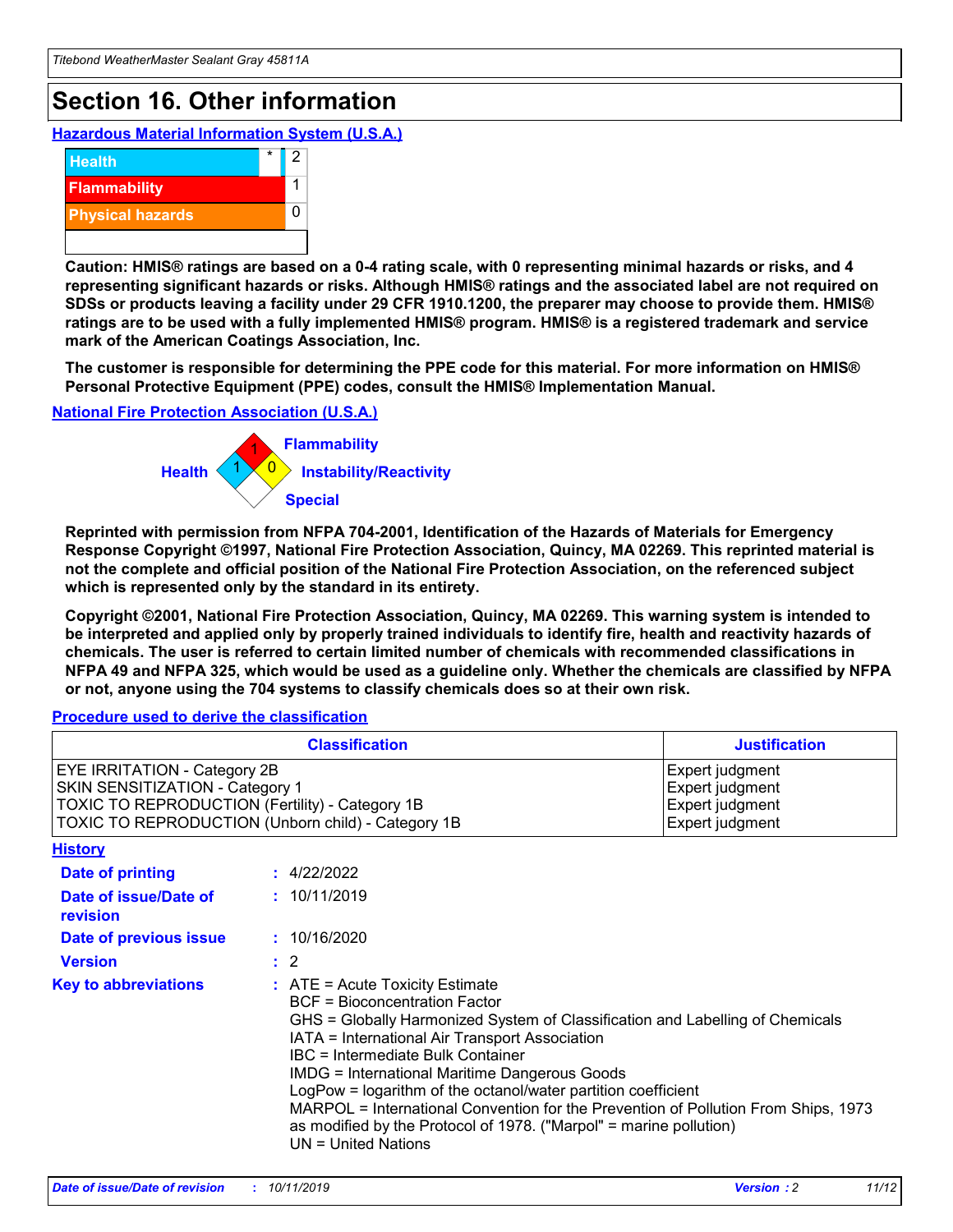# Section 16. Other information

## Hazardous Material Information System (U.S.A.)

| | | |
|---|---|---|
| Health | * | 2 |
| Flammability | | 1 |
| Physical hazards | | 0 |
| | | |

**Caution: HMIS® ratings are based on a 0-4 rating scale, with 0 representing minimal hazards or risks, and 4 representing significant hazards or risks. Although HMIS® ratings and the associated label are not required on SDSs or products leaving a facility under 29 CFR 1910.1200, the preparer may choose to provide them. HMIS® ratings are to be used with a fully implemented HMIS® program. HMIS® is a registered trademark and service mark of the American Coatings Association, Inc.**

**The customer is responsible for determining the PPE code for this material. For more information on HMIS® Personal Protective Equipment (PPE) codes, consult the HMIS® Implementation Manual.**

## National Fire Protection Association (U.S.A.)

Flammability: 1
Health: 1
Instability/Reactivity: 0
Special:

**Reprinted with permission from NFPA 704-2001, Identification of the Hazards of Materials for Emergency Response Copyright ©1997, National Fire Protection Association, Quincy, MA 02269. This reprinted material is not the complete and official position of the National Fire Protection Association, on the referenced subject which is represented only by the standard in its entirety.**

**Copyright ©2001, National Fire Protection Association, Quincy, MA 02269. This warning system is intended to be interpreted and applied only by properly trained individuals to identify fire, health and reactivity hazards of chemicals. The user is referred to certain limited number of chemicals with recommended classifications in NFPA 49 and NFPA 325, which would be used as a guideline only. Whether the chemicals are classified by NFPA or not, anyone using the 704 systems to classify chemicals does so at their own risk.**

## Procedure used to derive the classification

| Classification | Justification |
|---|---|
| EYE IRRITATION - Category 2B | Expert judgment |
| SKIN SENSITIZATION - Category 1 | Expert judgment |
| TOXIC TO REPRODUCTION (Fertility) - Category 1B | Expert judgment |
| TOXIC TO REPRODUCTION (Unborn child) - Category 1B | Expert judgment |

## History

**Date of printing** : 4/22/2022

**Date of issue/Date of revision** : 10/11/2019

**Date of previous issue** : 10/16/2020

**Version** : 2

**Key to abbreviations** : ATE = Acute Toxicity Estimate
BCF = Bioconcentration Factor
GHS = Globally Harmonized System of Classification and Labelling of Chemicals
IATA = International Air Transport Association
IBC = Intermediate Bulk Container
IMDG = International Maritime Dangerous Goods
LogPow = logarithm of the octanol/water partition coefficient
MARPOL = International Convention for the Prevention of Pollution From Ships, 1973 as modified by the Protocol of 1978. ("Marpol" = marine pollution)
UN = United Nations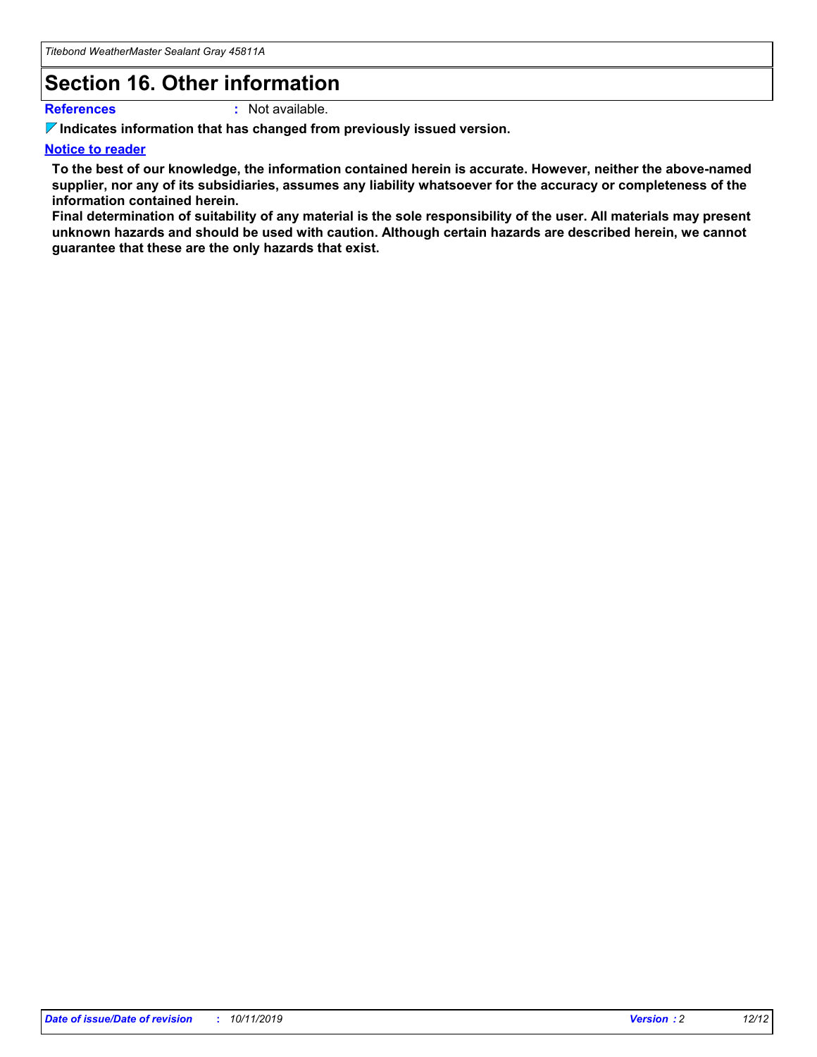# Section 16. Other information

**References** : Not available.

**Indicates information that has changed from previously issued version.**

**Notice to reader**

**To the best of our knowledge, the information contained herein is accurate. However, neither the above-named supplier, nor any of its subsidiaries, assumes any liability whatsoever for the accuracy or completeness of the information contained herein.**

**Final determination of suitability of any material is the sole responsibility of the user. All materials may present unknown hazards and should be used with caution. Although certain hazards are described herein, we cannot guarantee that these are the only hazards that exist.**